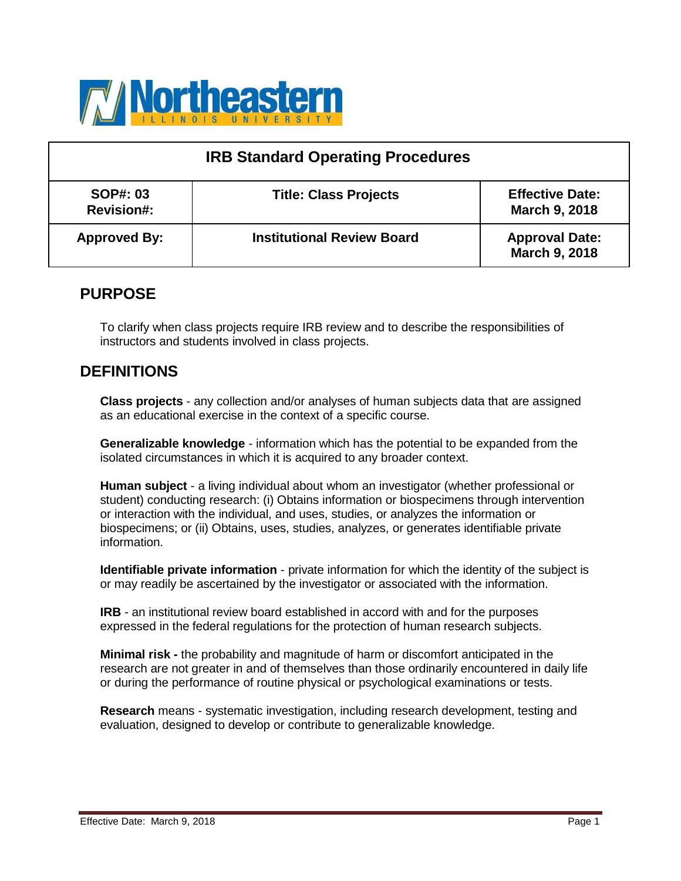| IRB Standard Operating Procedures | | |
|---|---|---|
| **SOP#: 03**<br>**Revision#:** | **Title: Class Projects** | **Effective Date:**<br>**March 9, 2018** |
| **Approved By:** | **Institutional Review Board** | **Approval Date:**<br>**March 9, 2018** |

## PURPOSE

To clarify when class projects require IRB review and to describe the responsibilities of instructors and students involved in class projects.

## DEFINITIONS

**Class projects** - any collection and/or analyses of human subjects data that are assigned as an educational exercise in the context of a specific course.

**Generalizable knowledge** - information which has the potential to be expanded from the isolated circumstances in which it is acquired to any broader context.

**Human subject** - a living individual about whom an investigator (whether professional or student) conducting research: (i) Obtains information or biospecimens through intervention or interaction with the individual, and uses, studies, or analyzes the information or biospecimens; or (ii) Obtains, uses, studies, analyzes, or generates identifiable private information.

**Identifiable private information** - private information for which the identity of the subject is or may readily be ascertained by the investigator or associated with the information.

**IRB** - an institutional review board established in accord with and for the purposes expressed in the federal regulations for the protection of human research subjects.

**Minimal risk -** the probability and magnitude of harm or discomfort anticipated in the research are not greater in and of themselves than those ordinarily encountered in daily life or during the performance of routine physical or psychological examinations or tests.

**Research** means - systematic investigation, including research development, testing and evaluation, designed to develop or contribute to generalizable knowledge.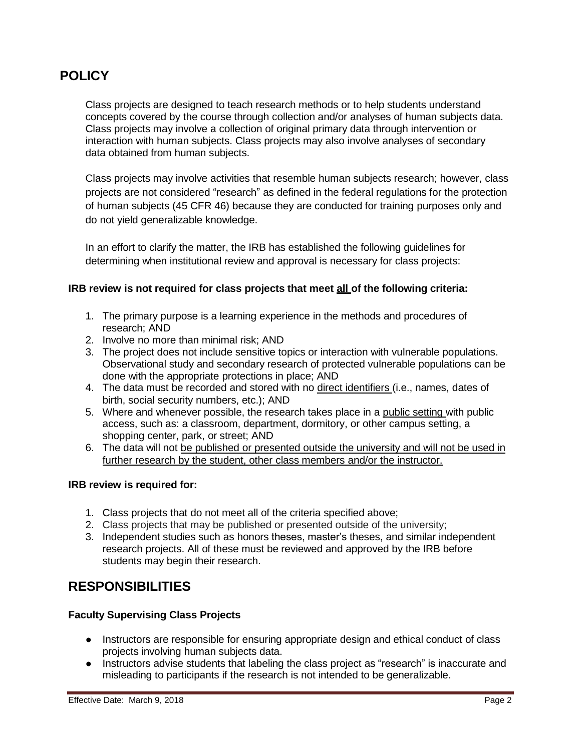## POLICY

Class projects are designed to teach research methods or to help students understand concepts covered by the course through collection and/or analyses of human subjects data. Class projects may involve a collection of original primary data through intervention or interaction with human subjects. Class projects may also involve analyses of secondary data obtained from human subjects.

Class projects may involve activities that resemble human subjects research; however, class projects are not considered "research" as defined in the federal regulations for the protection of human subjects (45 CFR 46) because they are conducted for training purposes only and do not yield generalizable knowledge.

In an effort to clarify the matter, the IRB has established the following guidelines for determining when institutional review and approval is necessary for class projects:

**IRB review is not required for class projects that meet <u>all</u> of the following criteria:**

1. The primary purpose is a learning experience in the methods and procedures of research; AND
2. Involve no more than minimal risk; AND
3. The project does not include sensitive topics or interaction with vulnerable populations. Observational study and secondary research of protected vulnerable populations can be done with the appropriate protections in place; AND
4. The data must be recorded and stored with no <u>direct identifiers</u> (i.e., names, dates of birth, social security numbers, etc.); AND
5. Where and whenever possible, the research takes place in a <u>public setting</u> with public access, such as: a classroom, department, dormitory, or other campus setting, a shopping center, park, or street; AND
6. The data will not <u>be published or presented outside the university and will not be used in further research by the student, other class members and/or the instructor.</u>

**IRB review is required for:**

1. Class projects that do not meet all of the criteria specified above;
2. Class projects that may be published or presented outside of the university;
3. Independent studies such as honors theses, master's theses, and similar independent research projects. All of these must be reviewed and approved by the IRB before students may begin their research.

## RESPONSIBILITIES

**Faculty Supervising Class Projects**

- Instructors are responsible for ensuring appropriate design and ethical conduct of class projects involving human subjects data.
- Instructors advise students that labeling the class project as "research" is inaccurate and misleading to participants if the research is not intended to be generalizable.

Effective Date: March 9, 2018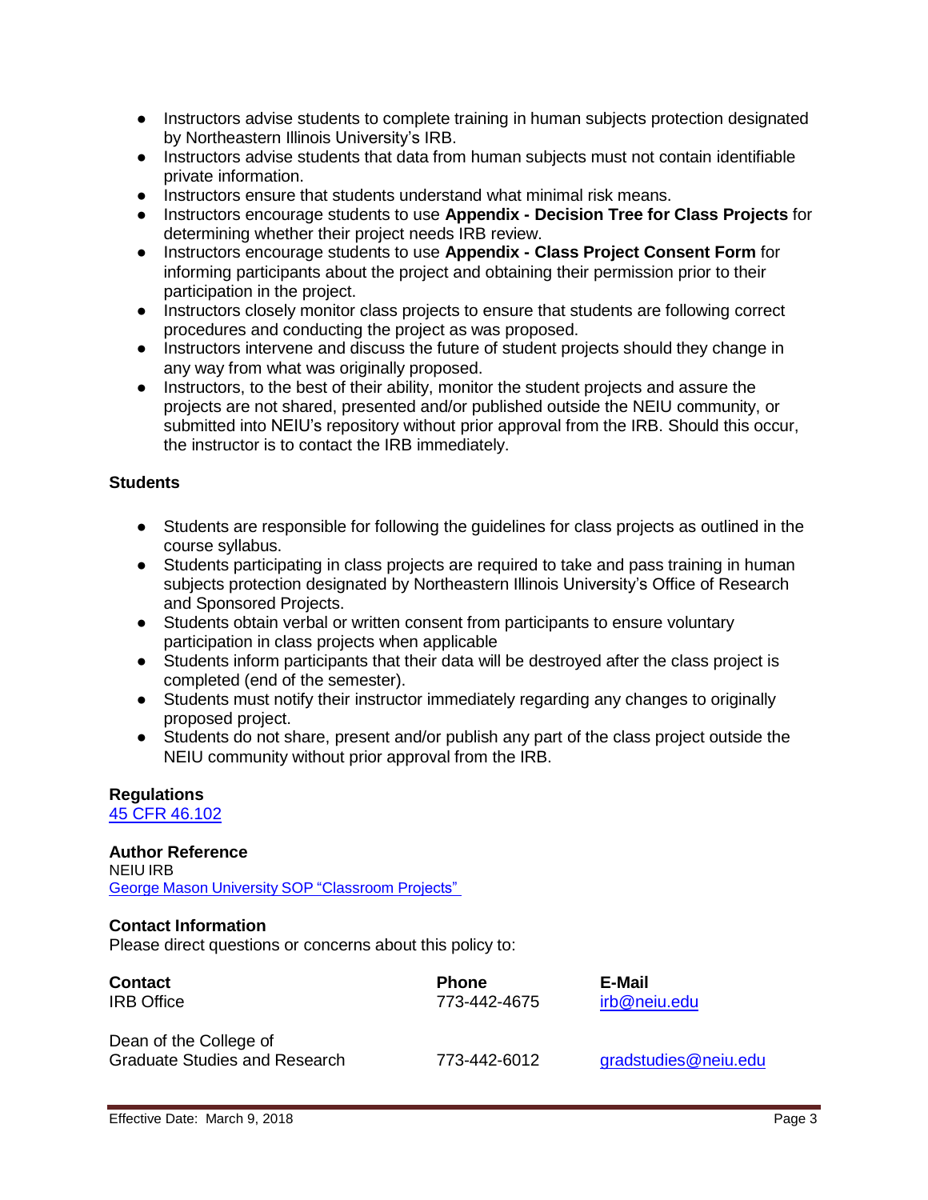- Instructors advise students to complete training in human subjects protection designated by Northeastern Illinois University's IRB.
- Instructors advise students that data from human subjects must not contain identifiable private information.
- Instructors ensure that students understand what minimal risk means.
- Instructors encourage students to use **Appendix - Decision Tree for Class Projects** for determining whether their project needs IRB review.
- Instructors encourage students to use **Appendix - Class Project Consent Form** for informing participants about the project and obtaining their permission prior to their participation in the project.
- Instructors closely monitor class projects to ensure that students are following correct procedures and conducting the project as was proposed.
- Instructors intervene and discuss the future of student projects should they change in any way from what was originally proposed.
- Instructors, to the best of their ability, monitor the student projects and assure the projects are not shared, presented and/or published outside the NEIU community, or submitted into NEIU's repository without prior approval from the IRB. Should this occur, the instructor is to contact the IRB immediately.

### Students

- Students are responsible for following the guidelines for class projects as outlined in the course syllabus.
- Students participating in class projects are required to take and pass training in human subjects protection designated by Northeastern Illinois University's Office of Research and Sponsored Projects.
- Students obtain verbal or written consent from participants to ensure voluntary participation in class projects when applicable
- Students inform participants that their data will be destroyed after the class project is completed (end of the semester).
- Students must notify their instructor immediately regarding any changes to originally proposed project.
- Students do not share, present and/or publish any part of the class project outside the NEIU community without prior approval from the IRB.

### Regulations

45 CFR 46.102

### Author Reference

NEIU IRB
George Mason University SOP "Classroom Projects"

### Contact Information

Please direct questions or concerns about this policy to:

| Contact | Phone | E-Mail |
|---|---|---|
| IRB Office | 773-442-4675 | irb@neiu.edu |
| Dean of the College of Graduate Studies and Research | 773-442-6012 | gradstudies@neiu.edu |

Effective Date: March 9, 2018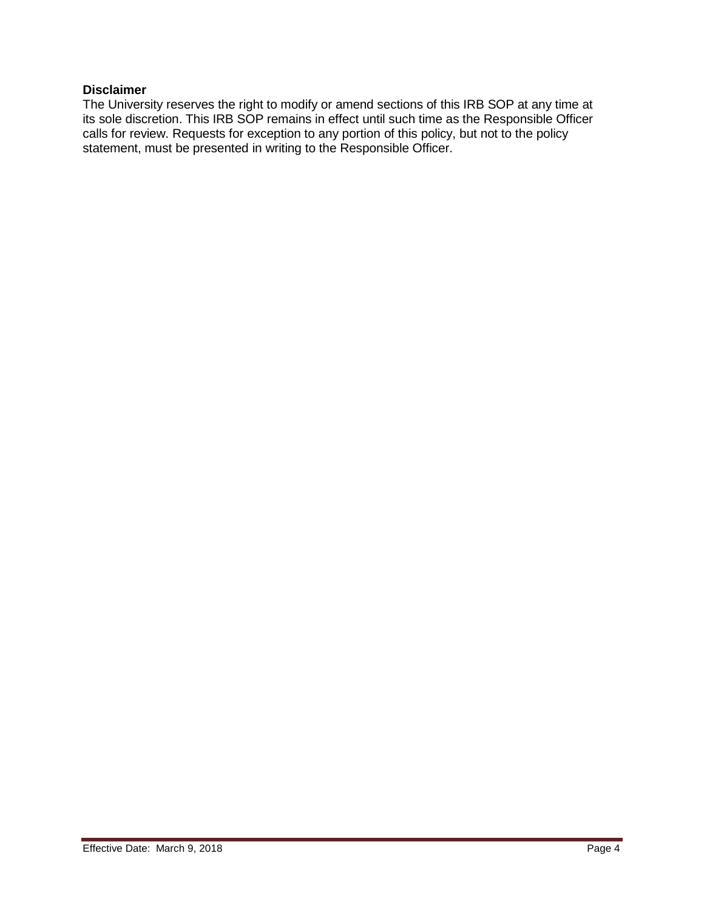**Disclaimer**

The University reserves the right to modify or amend sections of this IRB SOP at any time at its sole discretion. This IRB SOP remains in effect until such time as the Responsible Officer calls for review. Requests for exception to any portion of this policy, but not to the policy statement, must be presented in writing to the Responsible Officer.